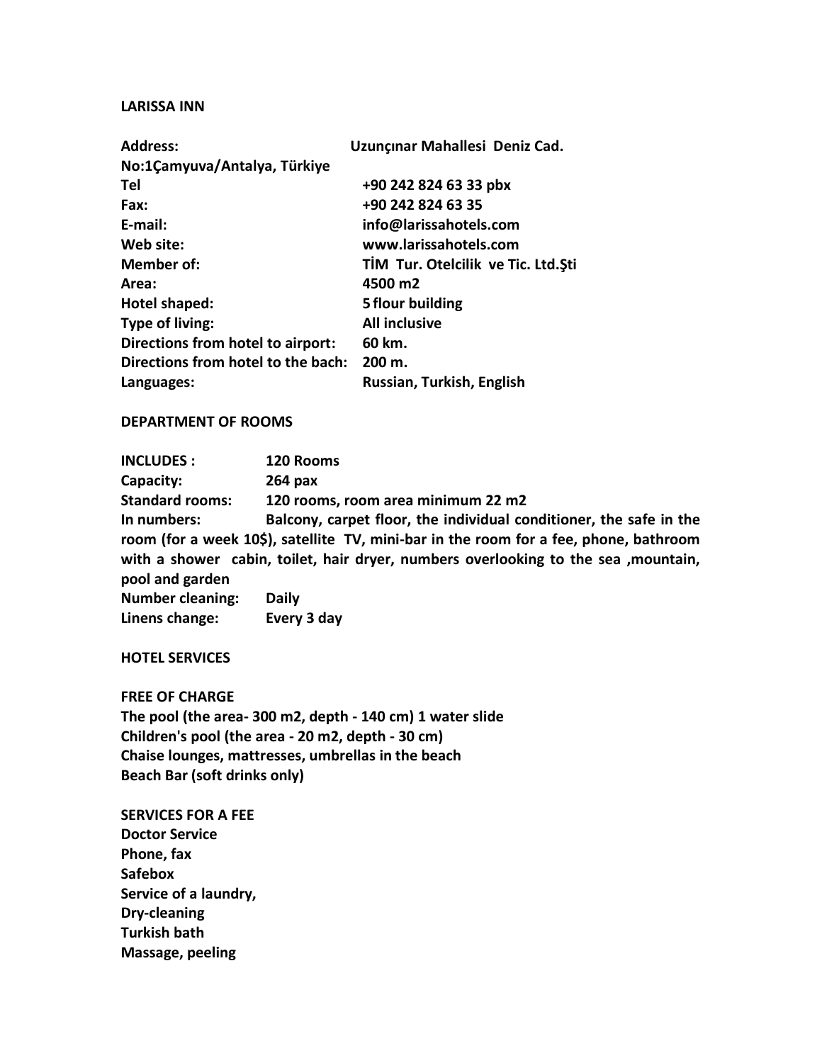**LARISSA INN**

| | |
|---|---|
| **Address:** | **Uzunçınar Mahallesi Deniz Cad. No:1Çamyuva/Antalya, Türkiye** |
| **Tel** | **+90 242 824 63 33 pbx** |
| **Fax:** | **+90 242 824 63 35** |
| **E-mail:** | **info@larissahotels.com** |
| **Web site:** | **www.larissahotels.com** |
| **Member of:** | **TİM Tur. Otelcilik ve Tic. Ltd.Şti** |
| **Area:** | **4500 m2** |
| **Hotel shaped:** | **5 flour building** |
| **Type of living:** | **All inclusive** |
| **Directions from hotel to airport:** | **60 km.** |
| **Directions from hotel to the bach:** | **200 m.** |
| **Languages:** | **Russian, Turkish, English** |

**DEPARTMENT OF ROOMS**

**INCLUDES :** **120 Rooms**
**Capacity:** **264 pax**
**Standard rooms:** **120 rooms, room area minimum 22 m2**
**In numbers:** **Balcony, carpet floor, the individual conditioner, the safe in the room (for a week 10$), satellite TV, mini-bar in the room for a fee, phone, bathroom with a shower cabin, toilet, hair dryer, numbers overlooking to the sea ,mountain, pool and garden**
**Number cleaning:** **Daily**
**Linens change:** **Every 3 day**

**HOTEL SERVICES**

**FREE OF CHARGE**
**The pool (the area- 300 m2, depth - 140 cm) 1 water slide**
**Children's pool (the area - 20 m2, depth - 30 cm)**
**Chaise lounges, mattresses, umbrellas in the beach**
**Beach Bar (soft drinks only)**

**SERVICES FOR A FEE**
**Doctor Service**
**Phone, fax**
**Safebox**
**Service of a laundry,**
**Dry-cleaning**
**Turkish bath**
**Massage, peeling**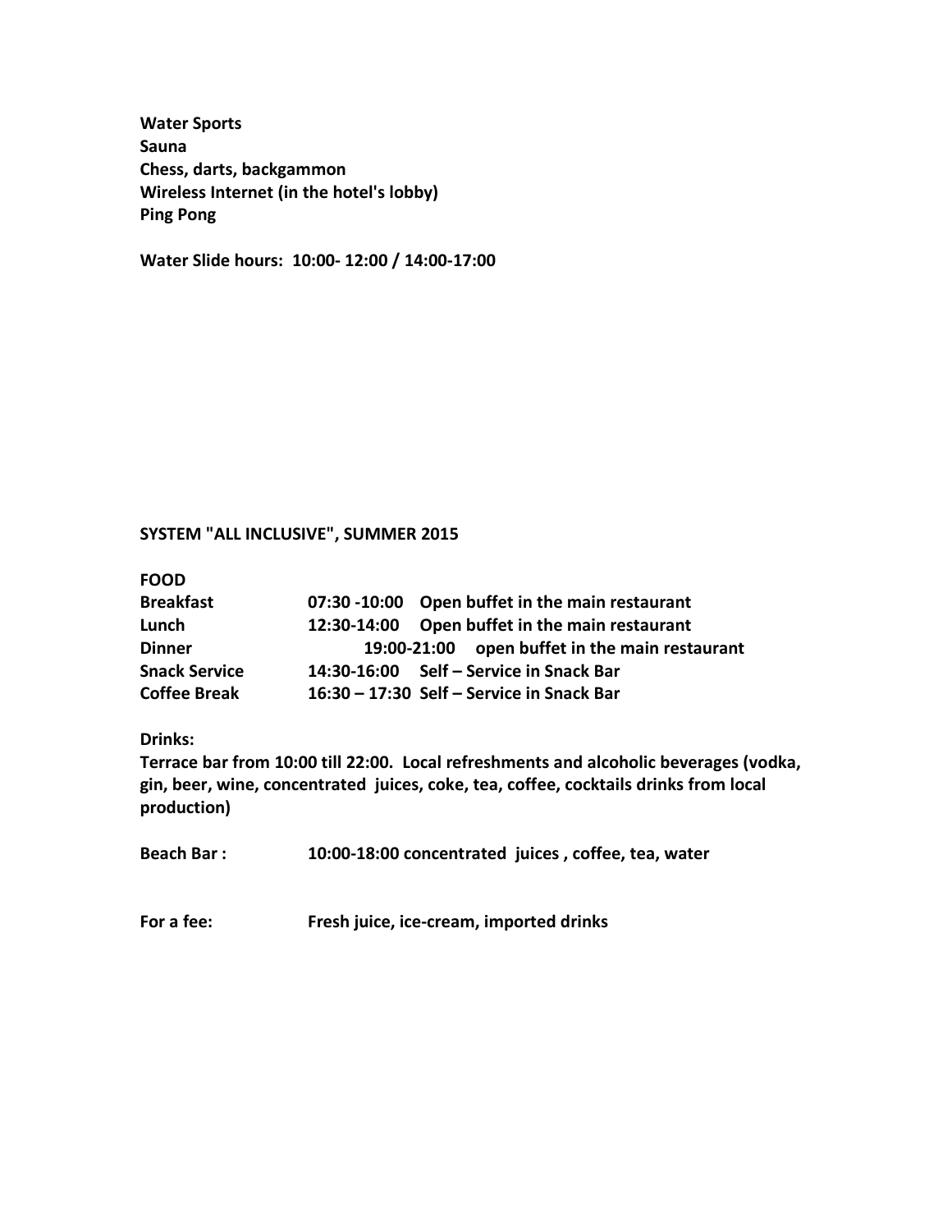**Water Sports**
**Sauna**
**Chess, darts, backgammon**
**Wireless Internet (in the hotel's lobby)**
**Ping Pong**

**Water Slide hours: 10:00- 12:00 / 14:00-17:00**

**SYSTEM "ALL INCLUSIVE", SUMMER 2015**

**FOOD**

| | | |
|---|---|---|
| **Breakfast** | **07:30 -10:00** | **Open buffet in the main restaurant** |
| **Lunch** | **12:30-14:00** | **Open buffet in the main restaurant** |
| **Dinner** | **19:00-21:00** | **open buffet in the main restaurant** |
| **Snack Service** | **14:30-16:00** | **Self – Service in Snack Bar** |
| **Coffee Break** | **16:30 – 17:30** | **Self – Service in Snack Bar** |

**Drinks:**
**Terrace bar from 10:00 till 22:00. Local refreshments and alcoholic beverages (vodka, gin, beer, wine, concentrated juices, coke, tea, coffee, cocktails drinks from local production)**

| | |
|---|---|
| **Beach Bar :** | **10:00-18:00 concentrated juices , coffee, tea, water** |
| **For a fee:** | **Fresh juice, ice-cream, imported drinks** |